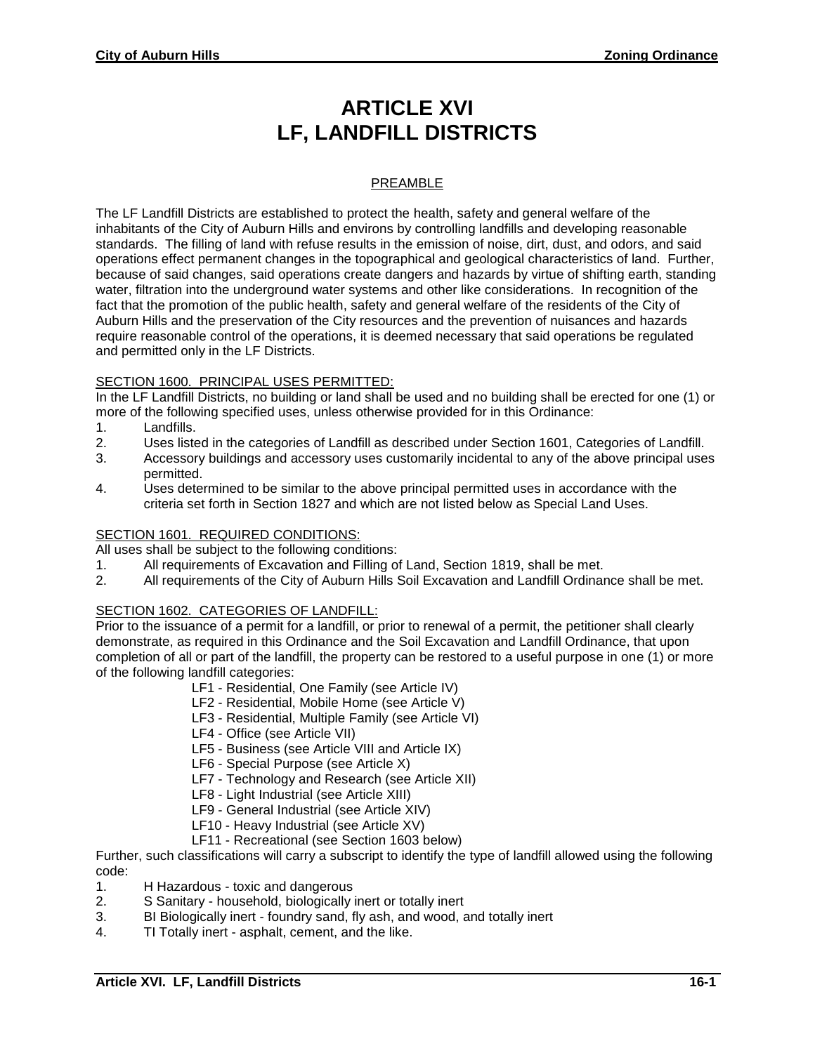# ARTICLE XVI
# LF, LANDFILL DISTRICTS

## PREAMBLE

The LF Landfill Districts are established to protect the health, safety and general welfare of the inhabitants of the City of Auburn Hills and environs by controlling landfills and developing reasonable standards. The filling of land with refuse results in the emission of noise, dirt, dust, and odors, and said operations effect permanent changes in the topographical and geological characteristics of land. Further, because of said changes, said operations create dangers and hazards by virtue of shifting earth, standing water, filtration into the underground water systems and other like considerations. In recognition of the fact that the promotion of the public health, safety and general welfare of the residents of the City of Auburn Hills and the preservation of the City resources and the prevention of nuisances and hazards require reasonable control of the operations, it is deemed necessary that said operations be regulated and permitted only in the LF Districts.

### SECTION 1600. PRINCIPAL USES PERMITTED:

In the LF Landfill Districts, no building or land shall be used and no building shall be erected for one (1) or more of the following specified uses, unless otherwise provided for in this Ordinance:

1. Landfills.
2. Uses listed in the categories of Landfill as described under Section 1601, Categories of Landfill.
3. Accessory buildings and accessory uses customarily incidental to any of the above principal uses permitted.
4. Uses determined to be similar to the above principal permitted uses in accordance with the criteria set forth in Section 1827 and which are not listed below as Special Land Uses.

### SECTION 1601. REQUIRED CONDITIONS:

All uses shall be subject to the following conditions:

1. All requirements of Excavation and Filling of Land, Section 1819, shall be met.
2. All requirements of the City of Auburn Hills Soil Excavation and Landfill Ordinance shall be met.

### SECTION 1602. CATEGORIES OF LANDFILL:

Prior to the issuance of a permit for a landfill, or prior to renewal of a permit, the petitioner shall clearly demonstrate, as required in this Ordinance and the Soil Excavation and Landfill Ordinance, that upon completion of all or part of the landfill, the property can be restored to a useful purpose in one (1) or more of the following landfill categories:

- LF1 - Residential, One Family (see Article IV)
- LF2 - Residential, Mobile Home (see Article V)
- LF3 - Residential, Multiple Family (see Article VI)
- LF4 - Office (see Article VII)
- LF5 - Business (see Article VIII and Article IX)
- LF6 - Special Purpose (see Article X)
- LF7 - Technology and Research (see Article XII)
- LF8 - Light Industrial (see Article XIII)
- LF9 - General Industrial (see Article XIV)
- LF10 - Heavy Industrial (see Article XV)
- LF11 - Recreational (see Section 1603 below)

Further, such classifications will carry a subscript to identify the type of landfill allowed using the following code:

1. H Hazardous - toxic and dangerous
2. S Sanitary - household, biologically inert or totally inert
3. BI Biologically inert - foundry sand, fly ash, and wood, and totally inert
4. TI Totally inert - asphalt, cement, and the like.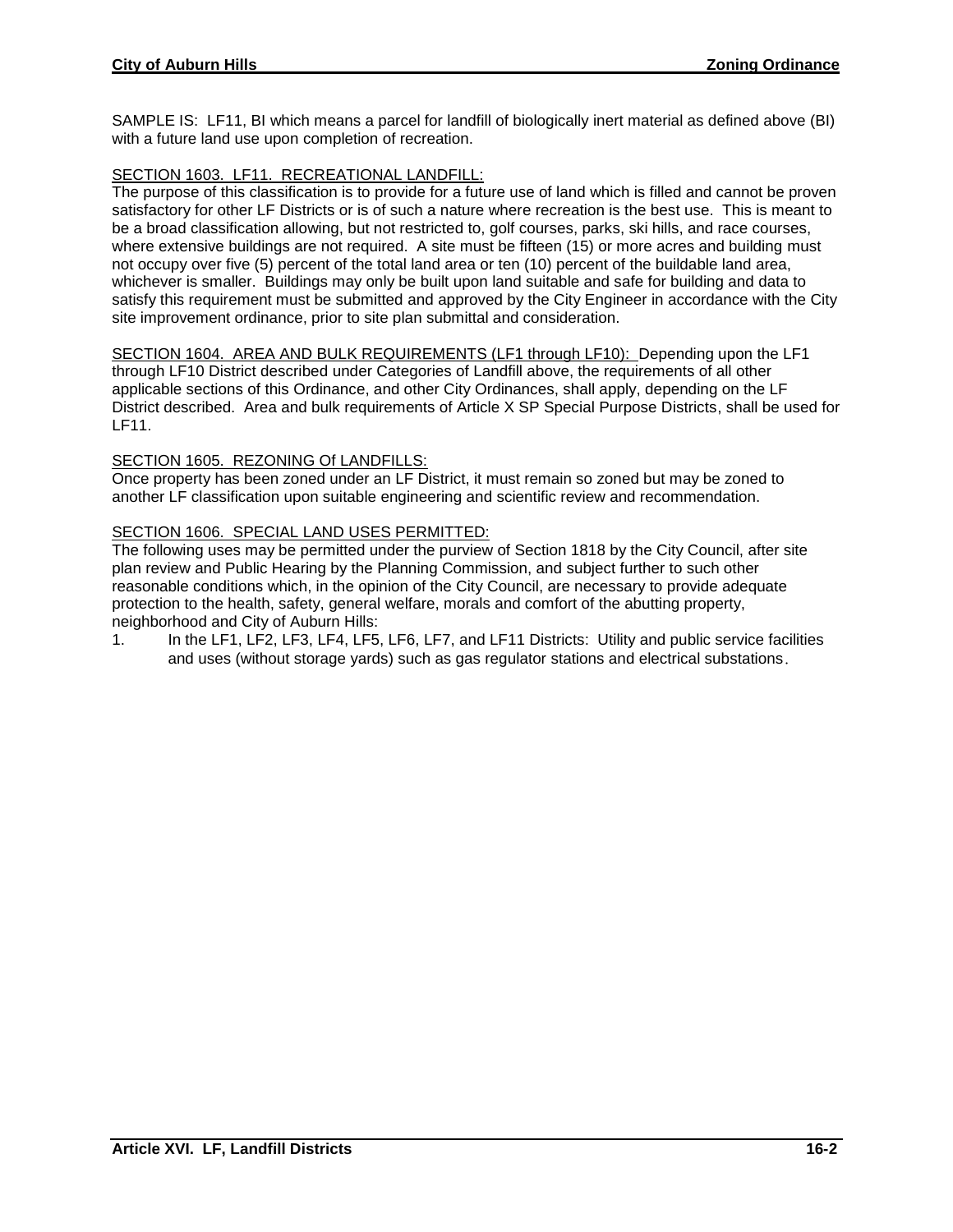SAMPLE IS: LF11, BI which means a parcel for landfill of biologically inert material as defined above (BI) with a future land use upon completion of recreation.

SECTION 1603. LF11. RECREATIONAL LANDFILL:

The purpose of this classification is to provide for a future use of land which is filled and cannot be proven satisfactory for other LF Districts or is of such a nature where recreation is the best use. This is meant to be a broad classification allowing, but not restricted to, golf courses, parks, ski hills, and race courses, where extensive buildings are not required. A site must be fifteen (15) or more acres and building must not occupy over five (5) percent of the total land area or ten (10) percent of the buildable land area, whichever is smaller. Buildings may only be built upon land suitable and safe for building and data to satisfy this requirement must be submitted and approved by the City Engineer in accordance with the City site improvement ordinance, prior to site plan submittal and consideration.

SECTION 1604. AREA AND BULK REQUIREMENTS (LF1 through LF10): Depending upon the LF1 through LF10 District described under Categories of Landfill above, the requirements of all other applicable sections of this Ordinance, and other City Ordinances, shall apply, depending on the LF District described. Area and bulk requirements of Article X SP Special Purpose Districts, shall be used for LF11.

SECTION 1605. REZONING Of LANDFILLS:

Once property has been zoned under an LF District, it must remain so zoned but may be zoned to another LF classification upon suitable engineering and scientific review and recommendation.

SECTION 1606. SPECIAL LAND USES PERMITTED:

The following uses may be permitted under the purview of Section 1818 by the City Council, after site plan review and Public Hearing by the Planning Commission, and subject further to such other reasonable conditions which, in the opinion of the City Council, are necessary to provide adequate protection to the health, safety, general welfare, morals and comfort of the abutting property, neighborhood and City of Auburn Hills:

1. In the LF1, LF2, LF3, LF4, LF5, LF6, LF7, and LF11 Districts: Utility and public service facilities and uses (without storage yards) such as gas regulator stations and electrical substations.